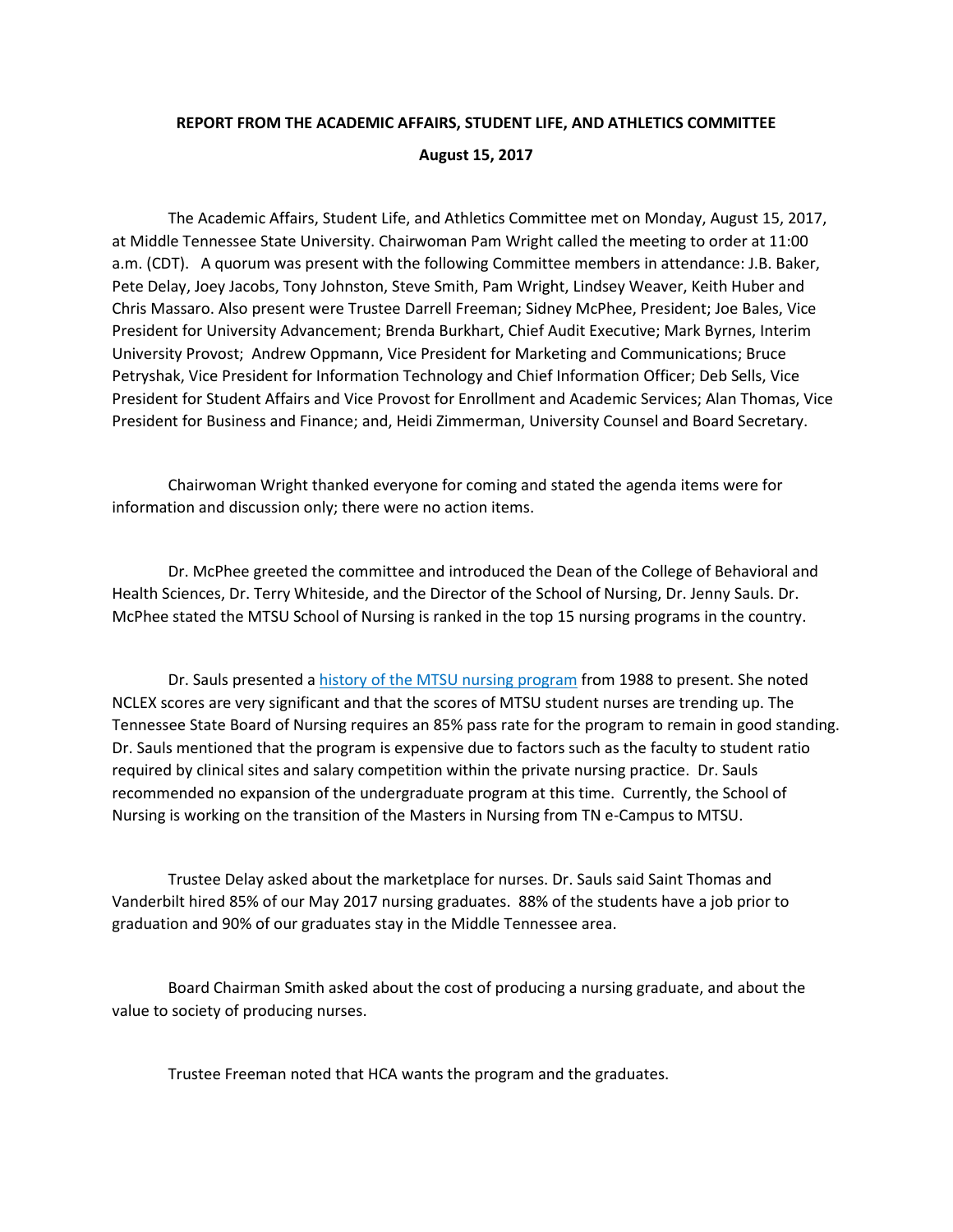**REPORT FROM THE ACADEMIC AFFAIRS, STUDENT LIFE, AND ATHLETICS COMMITTEE**

**August 15, 2017**

The Academic Affairs, Student Life, and Athletics Committee met on Monday, August 15, 2017, at Middle Tennessee State University. Chairwoman Pam Wright called the meeting to order at 11:00 a.m. (CDT). A quorum was present with the following Committee members in attendance: J.B. Baker, Pete Delay, Joey Jacobs, Tony Johnston, Steve Smith, Pam Wright, Lindsey Weaver, Keith Huber and Chris Massaro. Also present were Trustee Darrell Freeman; Sidney McPhee, President; Joe Bales, Vice President for University Advancement; Brenda Burkhart, Chief Audit Executive; Mark Byrnes, Interim University Provost; Andrew Oppmann, Vice President for Marketing and Communications; Bruce Petryshak, Vice President for Information Technology and Chief Information Officer; Deb Sells, Vice President for Student Affairs and Vice Provost for Enrollment and Academic Services; Alan Thomas, Vice President for Business and Finance; and, Heidi Zimmerman, University Counsel and Board Secretary.

Chairwoman Wright thanked everyone for coming and stated the agenda items were for information and discussion only; there were no action items.

Dr. McPhee greeted the committee and introduced the Dean of the College of Behavioral and Health Sciences, Dr. Terry Whiteside, and the Director of the School of Nursing, Dr. Jenny Sauls. Dr. McPhee stated the MTSU School of Nursing is ranked in the top 15 nursing programs in the country.

Dr. Sauls presented a history of the MTSU nursing program from 1988 to present. She noted NCLEX scores are very significant and that the scores of MTSU student nurses are trending up. The Tennessee State Board of Nursing requires an 85% pass rate for the program to remain in good standing. Dr. Sauls mentioned that the program is expensive due to factors such as the faculty to student ratio required by clinical sites and salary competition within the private nursing practice. Dr. Sauls recommended no expansion of the undergraduate program at this time. Currently, the School of Nursing is working on the transition of the Masters in Nursing from TN e-Campus to MTSU.

Trustee Delay asked about the marketplace for nurses. Dr. Sauls said Saint Thomas and Vanderbilt hired 85% of our May 2017 nursing graduates. 88% of the students have a job prior to graduation and 90% of our graduates stay in the Middle Tennessee area.

Board Chairman Smith asked about the cost of producing a nursing graduate, and about the value to society of producing nurses.

Trustee Freeman noted that HCA wants the program and the graduates.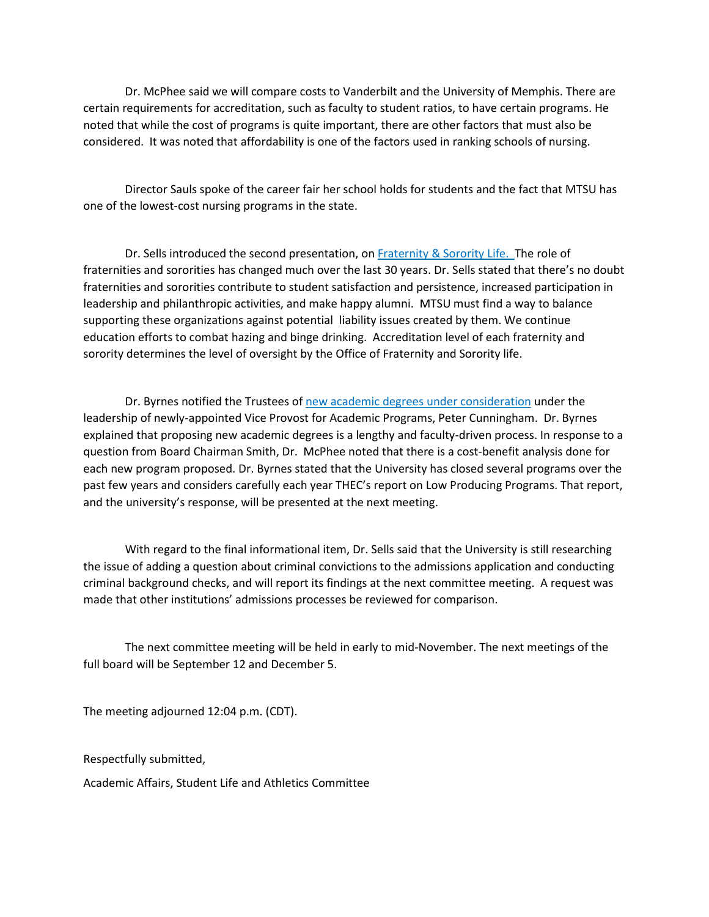Dr. McPhee said we will compare costs to Vanderbilt and the University of Memphis. There are certain requirements for accreditation, such as faculty to student ratios, to have certain programs. He noted that while the cost of programs is quite important, there are other factors that must also be considered. It was noted that affordability is one of the factors used in ranking schools of nursing.

Director Sauls spoke of the career fair her school holds for students and the fact that MTSU has one of the lowest-cost nursing programs in the state.

Dr. Sells introduced the second presentation, on Fraternity & Sorority Life. The role of fraternities and sororities has changed much over the last 30 years. Dr. Sells stated that there's no doubt fraternities and sororities contribute to student satisfaction and persistence, increased participation in leadership and philanthropic activities, and make happy alumni. MTSU must find a way to balance supporting these organizations against potential liability issues created by them. We continue education efforts to combat hazing and binge drinking. Accreditation level of each fraternity and sorority determines the level of oversight by the Office of Fraternity and Sorority life.

Dr. Byrnes notified the Trustees of new academic degrees under consideration under the leadership of newly-appointed Vice Provost for Academic Programs, Peter Cunningham. Dr. Byrnes explained that proposing new academic degrees is a lengthy and faculty-driven process. In response to a question from Board Chairman Smith, Dr. McPhee noted that there is a cost-benefit analysis done for each new program proposed. Dr. Byrnes stated that the University has closed several programs over the past few years and considers carefully each year THEC's report on Low Producing Programs. That report, and the university's response, will be presented at the next meeting.

With regard to the final informational item, Dr. Sells said that the University is still researching the issue of adding a question about criminal convictions to the admissions application and conducting criminal background checks, and will report its findings at the next committee meeting. A request was made that other institutions' admissions processes be reviewed for comparison.

The next committee meeting will be held in early to mid-November. The next meetings of the full board will be September 12 and December 5.

The meeting adjourned 12:04 p.m. (CDT).

Respectfully submitted,

Academic Affairs, Student Life and Athletics Committee